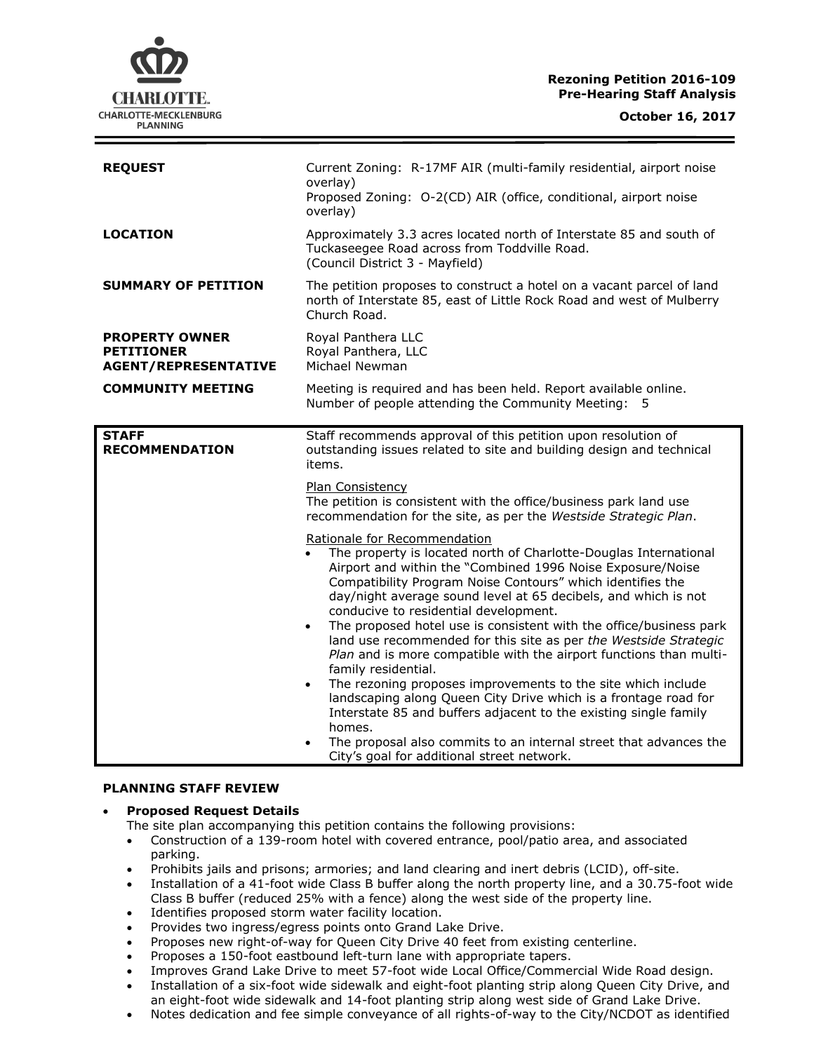CHARLOTTE.
CHARLOTTE-MECKLENBURG
PLANNING

**Rezoning Petition 2016-109**
**Pre-Hearing Staff Analysis**

**October 16, 2017**

| | |
|---|---|
| **REQUEST** | Current Zoning: R-17MF AIR (multi-family residential, airport noise overlay)<br>Proposed Zoning: O-2(CD) AIR (office, conditional, airport noise overlay) |
| **LOCATION** | Approximately 3.3 acres located north of Interstate 85 and south of Tuckaseegee Road across from Toddville Road.<br>(Council District 3 - Mayfield) |
| **SUMMARY OF PETITION** | The petition proposes to construct a hotel on a vacant parcel of land north of Interstate 85, east of Little Rock Road and west of Mulberry Church Road. |
| **PROPERTY OWNER**<br>**PETITIONER**<br>**AGENT/REPRESENTATIVE** | Royal Panthera LLC<br>Royal Panthera, LLC<br>Michael Newman |
| **COMMUNITY MEETING** | Meeting is required and has been held. Report available online.<br>Number of people attending the Community Meeting: 5 |

| | |
|---|---|
| **STAFF RECOMMENDATION** | Staff recommends approval of this petition upon resolution of outstanding issues related to site and building design and technical items.<br><br>Plan Consistency<br>The petition is consistent with the office/business park land use recommendation for the site, as per the *Westside Strategic Plan*.<br><br>Rationale for Recommendation<br>• The property is located north of Charlotte-Douglas International Airport and within the "Combined 1996 Noise Exposure/Noise Compatibility Program Noise Contours" which identifies the day/night average sound level at 65 decibels, and which is not conducive to residential development.<br>• The proposed hotel use is consistent with the office/business park land use recommended for this site as per *the Westside Strategic Plan* and is more compatible with the airport functions than multi-family residential.<br>• The rezoning proposes improvements to the site which include landscaping along Queen City Drive which is a frontage road for Interstate 85 and buffers adjacent to the existing single family homes.<br>• The proposal also commits to an internal street that advances the City's goal for additional street network. |

**PLANNING STAFF REVIEW**

- **Proposed Request Details**
  The site plan accompanying this petition contains the following provisions:
  - Construction of a 139-room hotel with covered entrance, pool/patio area, and associated parking.
  - Prohibits jails and prisons; armories; and land clearing and inert debris (LCID), off-site.
  - Installation of a 41-foot wide Class B buffer along the north property line, and a 30.75-foot wide Class B buffer (reduced 25% with a fence) along the west side of the property line.
  - Identifies proposed storm water facility location.
  - Provides two ingress/egress points onto Grand Lake Drive.
  - Proposes new right-of-way for Queen City Drive 40 feet from existing centerline.
  - Proposes a 150-foot eastbound left-turn lane with appropriate tapers.
  - Improves Grand Lake Drive to meet 57-foot wide Local Office/Commercial Wide Road design.
  - Installation of a six-foot wide sidewalk and eight-foot planting strip along Queen City Drive, and an eight-foot wide sidewalk and 14-foot planting strip along west side of Grand Lake Drive.
  - Notes dedication and fee simple conveyance of all rights-of-way to the City/NCDOT as identified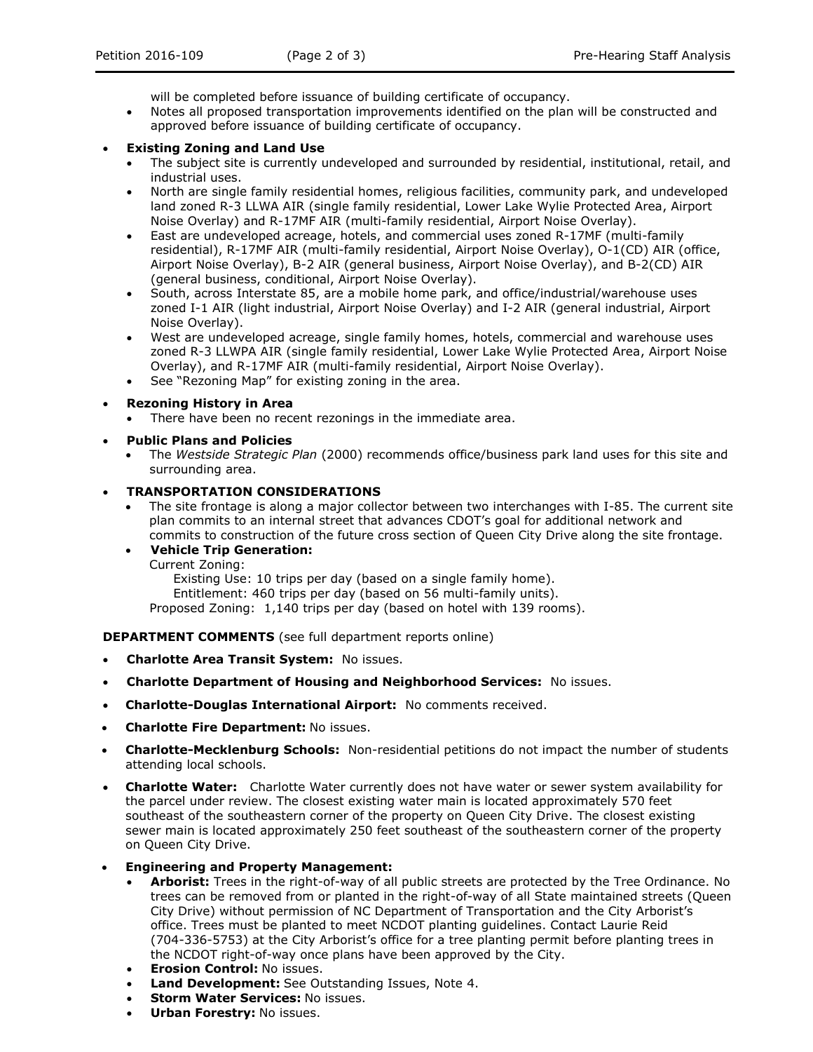will be completed before issuance of building certificate of occupancy.
- Notes all proposed transportation improvements identified on the plan will be constructed and approved before issuance of building certificate of occupancy.

- **Existing Zoning and Land Use**
  - The subject site is currently undeveloped and surrounded by residential, institutional, retail, and industrial uses.
  - North are single family residential homes, religious facilities, community park, and undeveloped land zoned R-3 LLWA AIR (single family residential, Lower Lake Wylie Protected Area, Airport Noise Overlay) and R-17MF AIR (multi-family residential, Airport Noise Overlay).
  - East are undeveloped acreage, hotels, and commercial uses zoned R-17MF (multi-family residential), R-17MF AIR (multi-family residential, Airport Noise Overlay), O-1(CD) AIR (office, Airport Noise Overlay), B-2 AIR (general business, Airport Noise Overlay), and B-2(CD) AIR (general business, conditional, Airport Noise Overlay).
  - South, across Interstate 85, are a mobile home park, and office/industrial/warehouse uses zoned I-1 AIR (light industrial, Airport Noise Overlay) and I-2 AIR (general industrial, Airport Noise Overlay).
  - West are undeveloped acreage, single family homes, hotels, commercial and warehouse uses zoned R-3 LLWPA AIR (single family residential, Lower Lake Wylie Protected Area, Airport Noise Overlay), and R-17MF AIR (multi-family residential, Airport Noise Overlay).
  - See "Rezoning Map" for existing zoning in the area.

- **Rezoning History in Area**
  - There have been no recent rezonings in the immediate area.

- **Public Plans and Policies**
  - The *Westside Strategic Plan* (2000) recommends office/business park land uses for this site and surrounding area.

- **TRANSPORTATION CONSIDERATIONS**
  - The site frontage is along a major collector between two interchanges with I-85. The current site plan commits to an internal street that advances CDOT's goal for additional network and commits to construction of the future cross section of Queen City Drive along the site frontage.
  - **Vehicle Trip Generation:**
    Current Zoning:
    Existing Use: 10 trips per day (based on a single family home).
    Entitlement: 460 trips per day (based on 56 multi-family units).
    Proposed Zoning: 1,140 trips per day (based on hotel with 139 rooms).

**DEPARTMENT COMMENTS** (see full department reports online)

- **Charlotte Area Transit System:** No issues.
- **Charlotte Department of Housing and Neighborhood Services:** No issues.
- **Charlotte-Douglas International Airport:** No comments received.
- **Charlotte Fire Department:** No issues.
- **Charlotte-Mecklenburg Schools:** Non-residential petitions do not impact the number of students attending local schools.
- **Charlotte Water:** Charlotte Water currently does not have water or sewer system availability for the parcel under review. The closest existing water main is located approximately 570 feet southeast of the southeastern corner of the property on Queen City Drive. The closest existing sewer main is located approximately 250 feet southeast of the southeastern corner of the property on Queen City Drive.
- **Engineering and Property Management:**
  - **Arborist:** Trees in the right-of-way of all public streets are protected by the Tree Ordinance. No trees can be removed from or planted in the right-of-way of all State maintained streets (Queen City Drive) without permission of NC Department of Transportation and the City Arborist's office. Trees must be planted to meet NCDOT planting guidelines. Contact Laurie Reid (704-336-5753) at the City Arborist's office for a tree planting permit before planting trees in the NCDOT right-of-way once plans have been approved by the City.
  - **Erosion Control:** No issues.
  - **Land Development:** See Outstanding Issues, Note 4.
  - **Storm Water Services:** No issues.
  - **Urban Forestry:** No issues.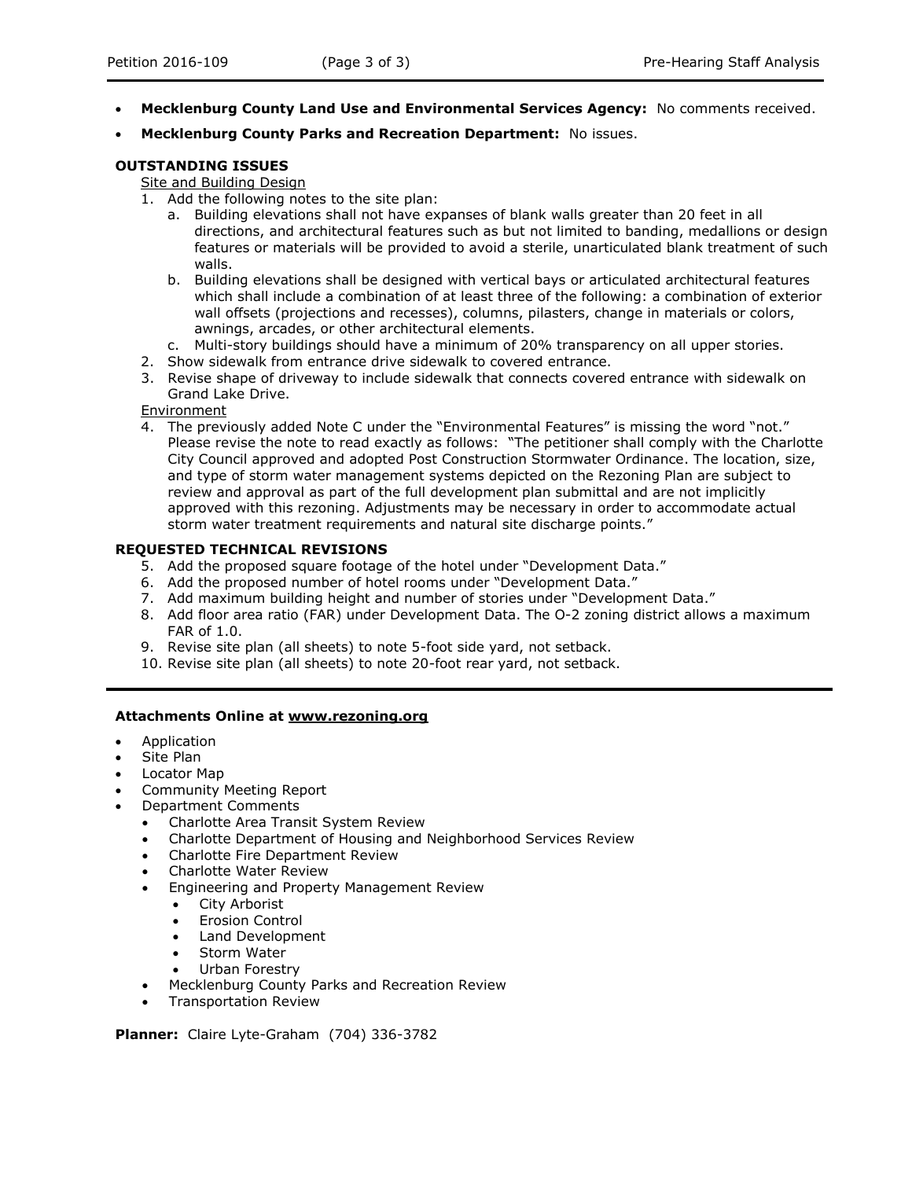- **Mecklenburg County Land Use and Environmental Services Agency:** No comments received.
- **Mecklenburg County Parks and Recreation Department:** No issues.

**OUTSTANDING ISSUES**

Site and Building Design

1. Add the following notes to the site plan:
   a. Building elevations shall not have expanses of blank walls greater than 20 feet in all directions, and architectural features such as but not limited to banding, medallions or design features or materials will be provided to avoid a sterile, unarticulated blank treatment of such walls.
   b. Building elevations shall be designed with vertical bays or articulated architectural features which shall include a combination of at least three of the following: a combination of exterior wall offsets (projections and recesses), columns, pilasters, change in materials or colors, awnings, arcades, or other architectural elements.
   c. Multi-story buildings should have a minimum of 20% transparency on all upper stories.
2. Show sidewalk from entrance drive sidewalk to covered entrance.
3. Revise shape of driveway to include sidewalk that connects covered entrance with sidewalk on Grand Lake Drive.

Environment

4. The previously added Note C under the "Environmental Features" is missing the word "not." Please revise the note to read exactly as follows: "The petitioner shall comply with the Charlotte City Council approved and adopted Post Construction Stormwater Ordinance. The location, size, and type of storm water management systems depicted on the Rezoning Plan are subject to review and approval as part of the full development plan submittal and are not implicitly approved with this rezoning. Adjustments may be necessary in order to accommodate actual storm water treatment requirements and natural site discharge points."

**REQUESTED TECHNICAL REVISIONS**

5. Add the proposed square footage of the hotel under "Development Data."
6. Add the proposed number of hotel rooms under "Development Data."
7. Add maximum building height and number of stories under "Development Data."
8. Add floor area ratio (FAR) under Development Data. The O-2 zoning district allows a maximum FAR of 1.0.
9. Revise site plan (all sheets) to note 5-foot side yard, not setback.
10. Revise site plan (all sheets) to note 20-foot rear yard, not setback.

---

**Attachments Online at www.rezoning.org**

- Application
- Site Plan
- Locator Map
- Community Meeting Report
- Department Comments
  - Charlotte Area Transit System Review
  - Charlotte Department of Housing and Neighborhood Services Review
  - Charlotte Fire Department Review
  - Charlotte Water Review
  - Engineering and Property Management Review
    - City Arborist
    - Erosion Control
    - Land Development
    - Storm Water
    - Urban Forestry
  - Mecklenburg County Parks and Recreation Review
  - Transportation Review

**Planner:** Claire Lyte-Graham (704) 336-3782